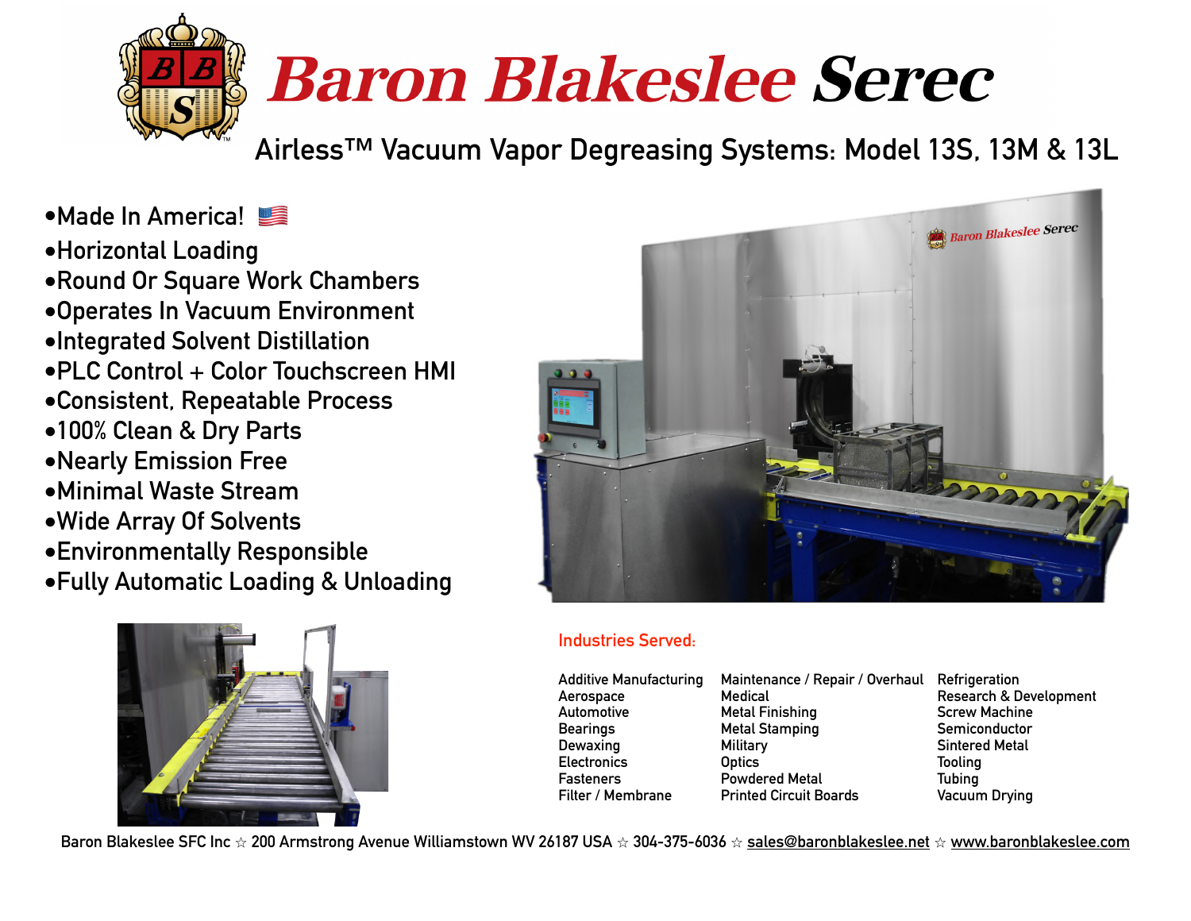# Baron Blakeslee Serec

## Airless™ Vacuum Vapor Degreasing Systems: Model 13S, 13M & 13L

- Made In America!
- Horizontal Loading
- Round Or Square Work Chambers
- Operates In Vacuum Environment
- Integrated Solvent Distillation
- PLC Control + Color Touchscreen HMI
- Consistent, Repeatable Process
- 100% Clean & Dry Parts
- Nearly Emission Free
- Minimal Waste Stream
- Wide Array Of Solvents
- Environmentally Responsible
- Fully Automatic Loading & Unloading

### Industries Served:

Additive Manufacturing
Aerospace
Automotive
Bearings
Dewaxing
Electronics
Fasteners
Filter / Membrane
Maintenance / Repair / Overhaul
Medical
Metal Finishing
Metal Stamping
Military
Optics
Powdered Metal
Printed Circuit Boards
Refrigeration
Research & Development
Screw Machine
Semiconductor
Sintered Metal
Tooling
Tubing
Vacuum Drying

Baron Blakeslee SFC Inc ☆ 200 Armstrong Avenue Williamstown WV 26187 USA ☆ 304-375-6036 ☆ sales@baronblakeslee.net ☆ www.baronblakeslee.com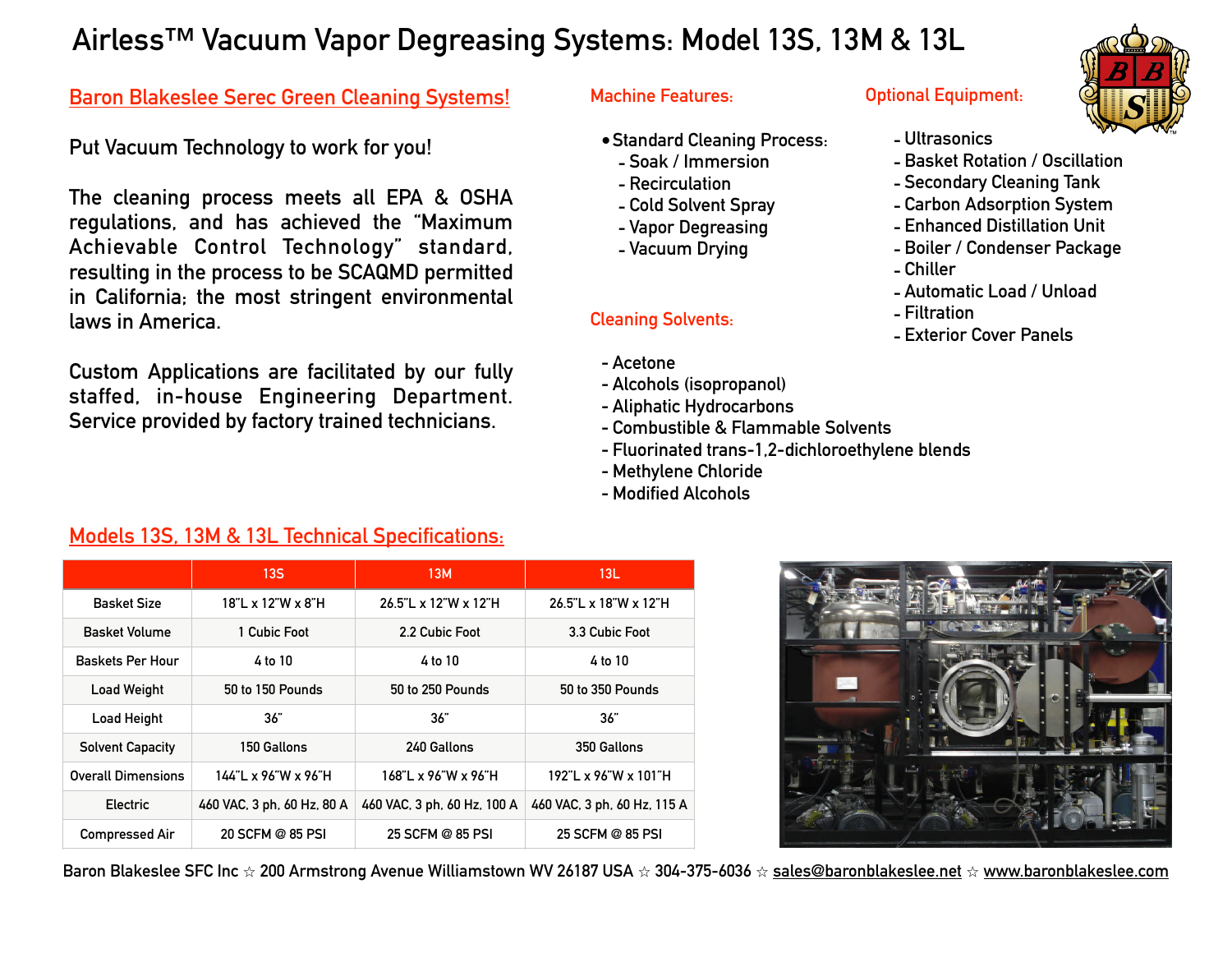# Airless™ Vacuum Vapor Degreasing Systems: Model 13S, 13M & 13L

## Baron Blakeslee Serec Green Cleaning Systems!

Put Vacuum Technology to work for you!

The cleaning process meets all EPA & OSHA regulations, and has achieved the "Maximum Achievable Control Technology" standard, resulting in the process to be SCAQMD permitted in California; the most stringent environmental laws in America.

Custom Applications are facilitated by our fully staffed, in-house Engineering Department. Service provided by factory trained technicians.

### Machine Features:

- Standard Cleaning Process:
  - Soak / Immersion
  - Recirculation
  - Cold Solvent Spray
  - Vapor Degreasing
  - Vacuum Drying

### Cleaning Solvents:

- Acetone
- Alcohols (isopropanol)
- Aliphatic Hydrocarbons
- Combustible & Flammable Solvents
- Fluorinated trans-1,2-dichloroethylene blends
- Methylene Chloride
- Modified Alcohols

### Optional Equipment:

- Ultrasonics
- Basket Rotation / Oscillation
- Secondary Cleaning Tank
- Carbon Adsorption System
- Enhanced Distillation Unit
- Boiler / Condenser Package
- Chiller
- Automatic Load / Unload
- Filtration
- Exterior Cover Panels

## Models 13S, 13M & 13L Technical Specifications:

| | 13S | 13M | 13L |
|---|---|---|---|
| Basket Size | 18"L x 12"W x 8"H | 26.5"L x 12"W x 12"H | 26.5"L x 18"W x 12"H |
| Basket Volume | 1 Cubic Foot | 2.2 Cubic Foot | 3.3 Cubic Foot |
| Baskets Per Hour | 4 to 10 | 4 to 10 | 4 to 10 |
| Load Weight | 50 to 150 Pounds | 50 to 250 Pounds | 50 to 350 Pounds |
| Load Height | 36" | 36" | 36" |
| Solvent Capacity | 150 Gallons | 240 Gallons | 350 Gallons |
| Overall Dimensions | 144"L x 96"W x 96"H | 168"L x 96"W x 96"H | 192"L x 96"W x 101"H |
| Electric | 460 VAC, 3 ph, 60 Hz, 80 A | 460 VAC, 3 ph, 60 Hz, 100 A | 460 VAC, 3 ph, 60 Hz, 115 A |
| Compressed Air | 20 SCFM @ 85 PSI | 25 SCFM @ 85 PSI | 25 SCFM @ 85 PSI |

Baron Blakeslee SFC Inc ☆ 200 Armstrong Avenue Williamstown WV 26187 USA ☆ 304-375-6036 ☆ sales@baronblakeslee.net ☆ www.baronblakeslee.com